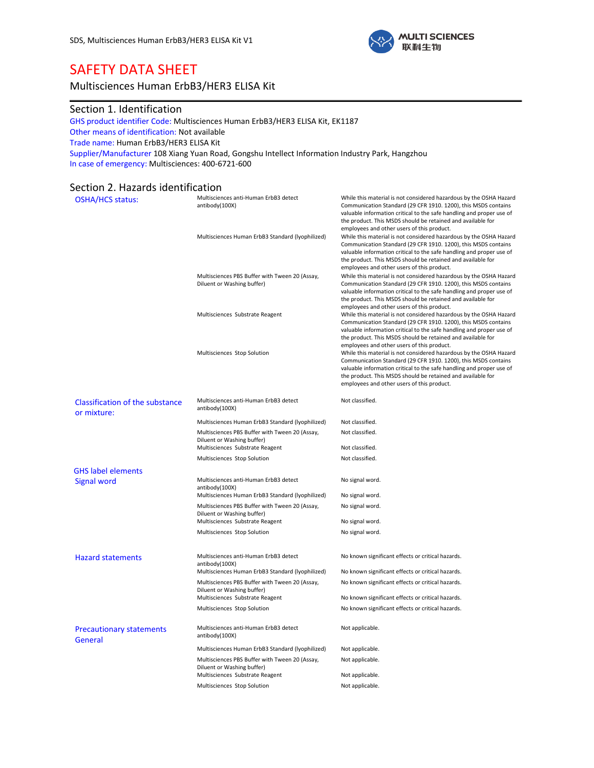# SAFETY DATA SHEET

Multisciences Human ErbB3/HER3 ELISA Kit

## Section 1. Identification

GHS product identifier Code: Multisciences Human ErbB3/HER3 ELISA Kit, EK1187

Other means of identification: Not available

Trade name: Human ErbB3/HER3 ELISA Kit

Supplier/Manufacturer 108 Xiang Yuan Road, Gongshu Intellect Information Industry Park, Hangzhou

In case of emergency: Multisciences: 400-6721-600

## Section 2. Hazards identification

| | | |
|---|---|---|
| OSHA/HCS status: | Multisciences anti-Human ErbB3 detect antibody(100X) | While this material is not considered hazardous by the OSHA Hazard Communication Standard (29 CFR 1910. 1200), this MSDS contains valuable information critical to the safe handling and proper use of the product. This MSDS should be retained and available for employees and other users of this product. |
| | Multisciences Human ErbB3 Standard (lyophilized) | While this material is not considered hazardous by the OSHA Hazard Communication Standard (29 CFR 1910. 1200), this MSDS contains valuable information critical to the safe handling and proper use of the product. This MSDS should be retained and available for employees and other users of this product. |
| | Multisciences PBS Buffer with Tween 20 (Assay, Diluent or Washing buffer) | While this material is not considered hazardous by the OSHA Hazard Communication Standard (29 CFR 1910. 1200), this MSDS contains valuable information critical to the safe handling and proper use of the product. This MSDS should be retained and available for employees and other users of this product. |
| | Multisciences Substrate Reagent | While this material is not considered hazardous by the OSHA Hazard Communication Standard (29 CFR 1910. 1200), this MSDS contains valuable information critical to the safe handling and proper use of the product. This MSDS should be retained and available for employees and other users of this product. |
| | Multisciences Stop Solution | While this material is not considered hazardous by the OSHA Hazard Communication Standard (29 CFR 1910. 1200), this MSDS contains valuable information critical to the safe handling and proper use of the product. This MSDS should be retained and available for employees and other users of this product. |
| Classification of the substance or mixture: | Multisciences anti-Human ErbB3 detect antibody(100X) | Not classified. |
| | Multisciences Human ErbB3 Standard (lyophilized) | Not classified. |
| | Multisciences PBS Buffer with Tween 20 (Assay, Diluent or Washing buffer) | Not classified. |
| | Multisciences Substrate Reagent | Not classified. |
| | Multisciences Stop Solution | Not classified. |
| GHS label elements Signal word | Multisciences anti-Human ErbB3 detect antibody(100X) | No signal word. |
| | Multisciences Human ErbB3 Standard (lyophilized) | No signal word. |
| | Multisciences PBS Buffer with Tween 20 (Assay, Diluent or Washing buffer) | No signal word. |
| | Multisciences Substrate Reagent | No signal word. |
| | Multisciences Stop Solution | No signal word. |
| Hazard statements | Multisciences anti-Human ErbB3 detect antibody(100X) | No known significant effects or critical hazards. |
| | Multisciences Human ErbB3 Standard (lyophilized) | No known significant effects or critical hazards. |
| | Multisciences PBS Buffer with Tween 20 (Assay, Diluent or Washing buffer) | No known significant effects or critical hazards. |
| | Multisciences Substrate Reagent | No known significant effects or critical hazards. |
| | Multisciences Stop Solution | No known significant effects or critical hazards. |
| Precautionary statements General | Multisciences anti-Human ErbB3 detect antibody(100X) | Not applicable. |
| | Multisciences Human ErbB3 Standard (lyophilized) | Not applicable. |
| | Multisciences PBS Buffer with Tween 20 (Assay, Diluent or Washing buffer) | Not applicable. |
| | Multisciences Substrate Reagent | Not applicable. |
| | Multisciences Stop Solution | Not applicable. |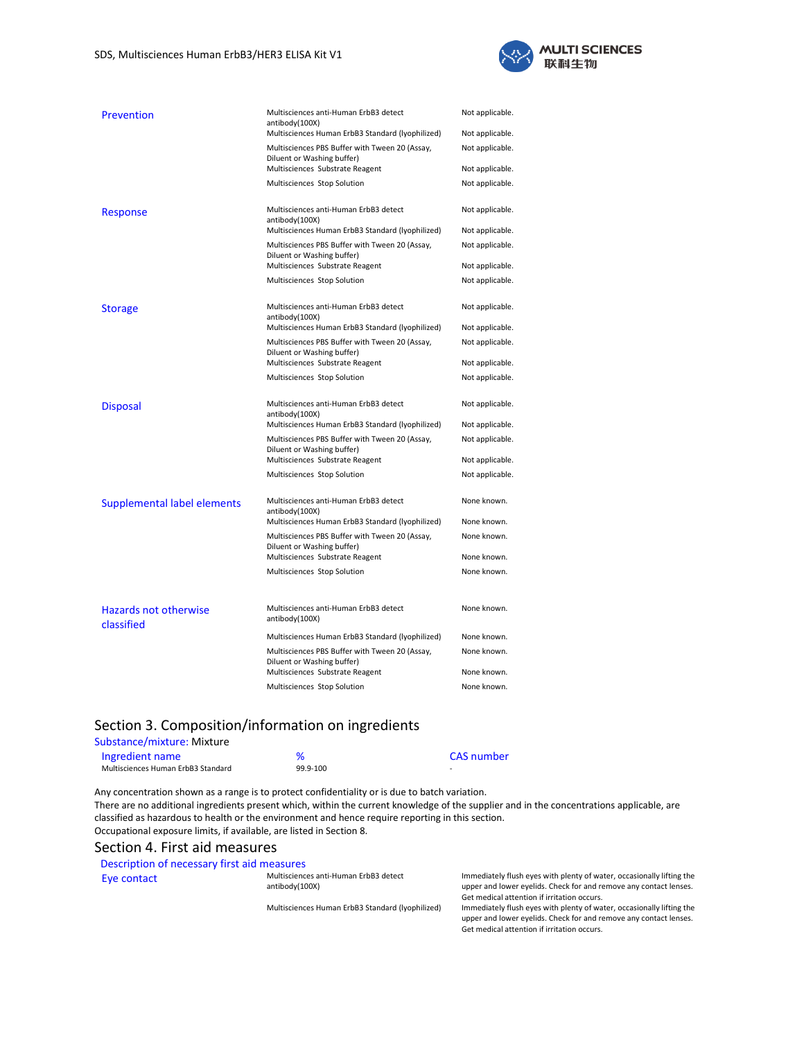| | | |
|---|---|---|
| Prevention | Multisciences anti-Human ErbB3 detect antibody(100X) | Not applicable. |
| | Multisciences Human ErbB3 Standard (lyophilized) | Not applicable. |
| | Multisciences PBS Buffer with Tween 20 (Assay, Diluent or Washing buffer) | Not applicable. |
| | Multisciences Substrate Reagent | Not applicable. |
| | Multisciences Stop Solution | Not applicable. |
| Response | Multisciences anti-Human ErbB3 detect antibody(100X) | Not applicable. |
| | Multisciences Human ErbB3 Standard (lyophilized) | Not applicable. |
| | Multisciences PBS Buffer with Tween 20 (Assay, Diluent or Washing buffer) | Not applicable. |
| | Multisciences Substrate Reagent | Not applicable. |
| | Multisciences Stop Solution | Not applicable. |
| Storage | Multisciences anti-Human ErbB3 detect antibody(100X) | Not applicable. |
| | Multisciences Human ErbB3 Standard (lyophilized) | Not applicable. |
| | Multisciences PBS Buffer with Tween 20 (Assay, Diluent or Washing buffer) | Not applicable. |
| | Multisciences Substrate Reagent | Not applicable. |
| | Multisciences Stop Solution | Not applicable. |
| Disposal | Multisciences anti-Human ErbB3 detect antibody(100X) | Not applicable. |
| | Multisciences Human ErbB3 Standard (lyophilized) | Not applicable. |
| | Multisciences PBS Buffer with Tween 20 (Assay, Diluent or Washing buffer) | Not applicable. |
| | Multisciences Substrate Reagent | Not applicable. |
| | Multisciences Stop Solution | Not applicable. |
| Supplemental label elements | Multisciences anti-Human ErbB3 detect antibody(100X) | None known. |
| | Multisciences Human ErbB3 Standard (lyophilized) | None known. |
| | Multisciences PBS Buffer with Tween 20 (Assay, Diluent or Washing buffer) | None known. |
| | Multisciences Substrate Reagent | None known. |
| | Multisciences Stop Solution | None known. |
| Hazards not otherwise classified | Multisciences anti-Human ErbB3 detect antibody(100X) | None known. |
| | Multisciences Human ErbB3 Standard (lyophilized) | None known. |
| | Multisciences PBS Buffer with Tween 20 (Assay, Diluent or Washing buffer) | None known. |
| | Multisciences Substrate Reagent | None known. |
| | Multisciences Stop Solution | None known. |

## Section 3. Composition/information on ingredients

Substance/mixture: Mixture

| Ingredient name | % | CAS number |
|---|---|---|
| Multisciences Human ErbB3 Standard | 99.9-100 | - |

Any concentration shown as a range is to protect confidentiality or is due to batch variation.
There are no additional ingredients present which, within the current knowledge of the supplier and in the concentrations applicable, are classified as hazardous to health or the environment and hence require reporting in this section.
Occupational exposure limits, if available, are listed in Section 8.

## Section 4. First aid measures

Description of necessary first aid measures

| | | |
|---|---|---|
| Eye contact | Multisciences anti-Human ErbB3 detect antibody(100X) | Immediately flush eyes with plenty of water, occasionally lifting the upper and lower eyelids. Check for and remove any contact lenses. Get medical attention if irritation occurs. |
| | Multisciences Human ErbB3 Standard (lyophilized) | Immediately flush eyes with plenty of water, occasionally lifting the upper and lower eyelids. Check for and remove any contact lenses. Get medical attention if irritation occurs. |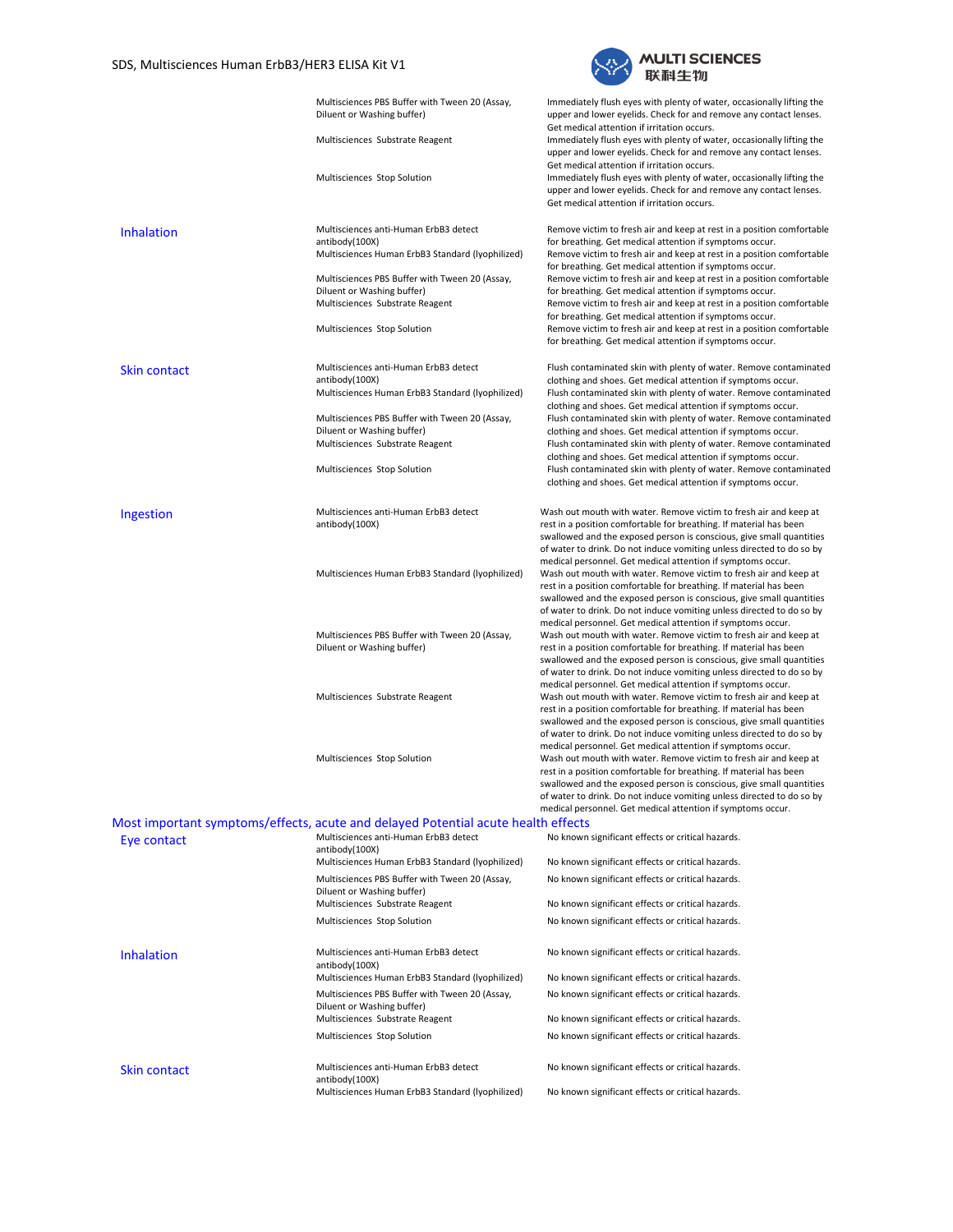| | | |
|---|---|---|
| | Multisciences PBS Buffer with Tween 20 (Assay, Diluent or Washing buffer) | Immediately flush eyes with plenty of water, occasionally lifting the upper and lower eyelids. Check for and remove any contact lenses. Get medical attention if irritation occurs. |
| | Multisciences Substrate Reagent | Immediately flush eyes with plenty of water, occasionally lifting the upper and lower eyelids. Check for and remove any contact lenses. Get medical attention if irritation occurs. |
| | Multisciences Stop Solution | Immediately flush eyes with plenty of water, occasionally lifting the upper and lower eyelids. Check for and remove any contact lenses. Get medical attention if irritation occurs. |
| Inhalation | Multisciences anti-Human ErbB3 detect antibody(100X) | Remove victim to fresh air and keep at rest in a position comfortable for breathing. Get medical attention if symptoms occur. |
| | Multisciences Human ErbB3 Standard (lyophilized) | Remove victim to fresh air and keep at rest in a position comfortable for breathing. Get medical attention if symptoms occur. |
| | Multisciences PBS Buffer with Tween 20 (Assay, Diluent or Washing buffer) | Remove victim to fresh air and keep at rest in a position comfortable for breathing. Get medical attention if symptoms occur. |
| | Multisciences Substrate Reagent | Remove victim to fresh air and keep at rest in a position comfortable for breathing. Get medical attention if symptoms occur. |
| | Multisciences Stop Solution | Remove victim to fresh air and keep at rest in a position comfortable for breathing. Get medical attention if symptoms occur. |
| Skin contact | Multisciences anti-Human ErbB3 detect antibody(100X) | Flush contaminated skin with plenty of water. Remove contaminated clothing and shoes. Get medical attention if symptoms occur. |
| | Multisciences Human ErbB3 Standard (lyophilized) | Flush contaminated skin with plenty of water. Remove contaminated clothing and shoes. Get medical attention if symptoms occur. |
| | Multisciences PBS Buffer with Tween 20 (Assay, Diluent or Washing buffer) | Flush contaminated skin with plenty of water. Remove contaminated clothing and shoes. Get medical attention if symptoms occur. |
| | Multisciences Substrate Reagent | Flush contaminated skin with plenty of water. Remove contaminated clothing and shoes. Get medical attention if symptoms occur. |
| | Multisciences Stop Solution | Flush contaminated skin with plenty of water. Remove contaminated clothing and shoes. Get medical attention if symptoms occur. |
| Ingestion | Multisciences anti-Human ErbB3 detect antibody(100X) | Wash out mouth with water. Remove victim to fresh air and keep at rest in a position comfortable for breathing. If material has been swallowed and the exposed person is conscious, give small quantities of water to drink. Do not induce vomiting unless directed to do so by medical personnel. Get medical attention if symptoms occur. |
| | Multisciences Human ErbB3 Standard (lyophilized) | Wash out mouth with water. Remove victim to fresh air and keep at rest in a position comfortable for breathing. If material has been swallowed and the exposed person is conscious, give small quantities of water to drink. Do not induce vomiting unless directed to do so by medical personnel. Get medical attention if symptoms occur. |
| | Multisciences PBS Buffer with Tween 20 (Assay, Diluent or Washing buffer) | Wash out mouth with water. Remove victim to fresh air and keep at rest in a position comfortable for breathing. If material has been swallowed and the exposed person is conscious, give small quantities of water to drink. Do not induce vomiting unless directed to do so by medical personnel. Get medical attention if symptoms occur. |
| | Multisciences Substrate Reagent | Wash out mouth with water. Remove victim to fresh air and keep at rest in a position comfortable for breathing. If material has been swallowed and the exposed person is conscious, give small quantities of water to drink. Do not induce vomiting unless directed to do so by medical personnel. Get medical attention if symptoms occur. |
| | Multisciences Stop Solution | Wash out mouth with water. Remove victim to fresh air and keep at rest in a position comfortable for breathing. If material has been swallowed and the exposed person is conscious, give small quantities of water to drink. Do not induce vomiting unless directed to do so by medical personnel. Get medical attention if symptoms occur. |

## Most important symptoms/effects, acute and delayed Potential acute health effects

| | | |
|---|---|---|
| Eye contact | Multisciences anti-Human ErbB3 detect antibody(100X) | No known significant effects or critical hazards. |
| | Multisciences Human ErbB3 Standard (lyophilized) | No known significant effects or critical hazards. |
| | Multisciences PBS Buffer with Tween 20 (Assay, Diluent or Washing buffer) | No known significant effects or critical hazards. |
| | Multisciences Substrate Reagent | No known significant effects or critical hazards. |
| | Multisciences Stop Solution | No known significant effects or critical hazards. |
| Inhalation | Multisciences anti-Human ErbB3 detect antibody(100X) | No known significant effects or critical hazards. |
| | Multisciences Human ErbB3 Standard (lyophilized) | No known significant effects or critical hazards. |
| | Multisciences PBS Buffer with Tween 20 (Assay, Diluent or Washing buffer) | No known significant effects or critical hazards. |
| | Multisciences Substrate Reagent | No known significant effects or critical hazards. |
| | Multisciences Stop Solution | No known significant effects or critical hazards. |
| Skin contact | Multisciences anti-Human ErbB3 detect antibody(100X) | No known significant effects or critical hazards. |
| | Multisciences Human ErbB3 Standard (lyophilized) | No known significant effects or critical hazards. |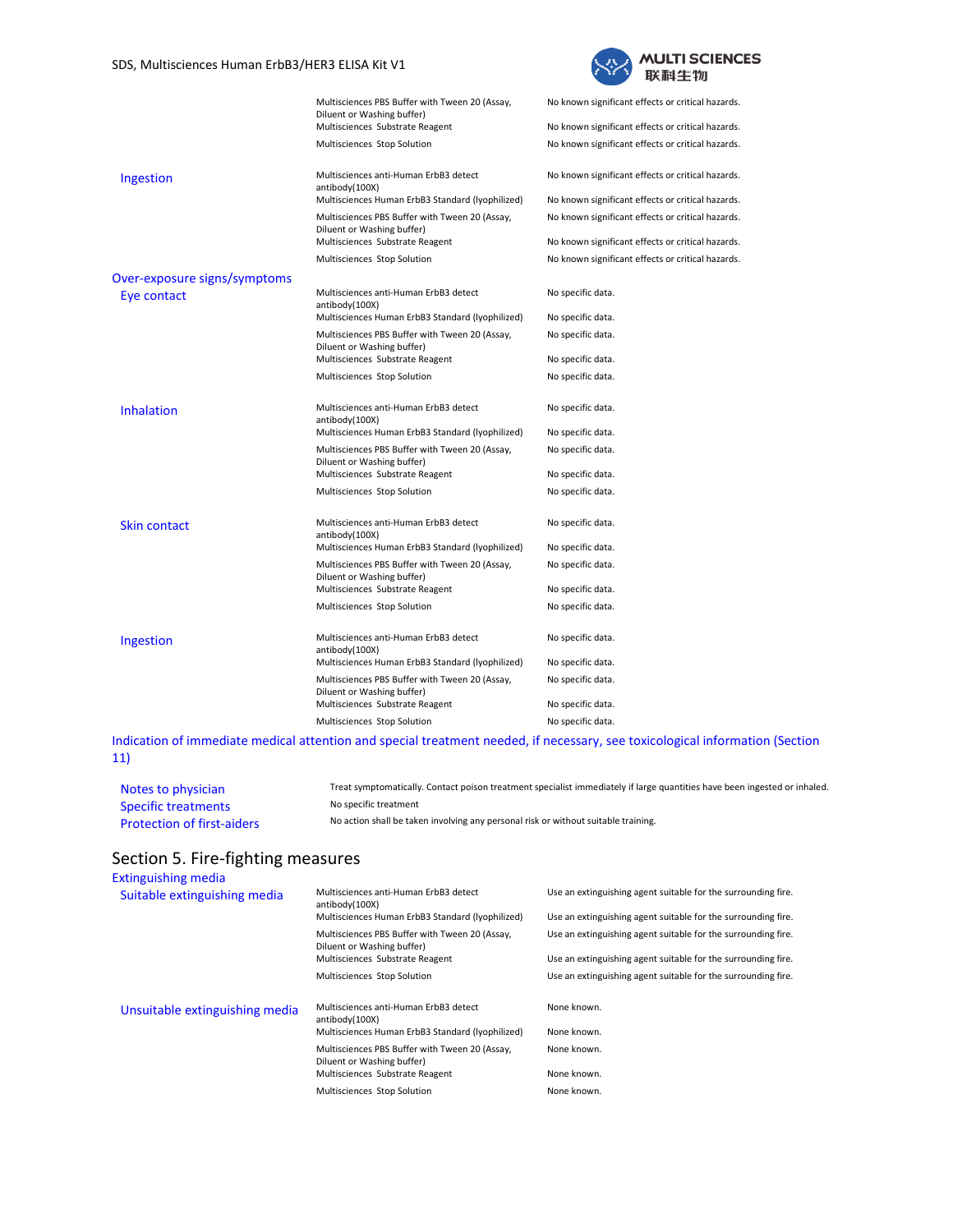| | | |
|---|---|---|
| | Multisciences PBS Buffer with Tween 20 (Assay, Diluent or Washing buffer) | No known significant effects or critical hazards. |
| | Multisciences Substrate Reagent | No known significant effects or critical hazards. |
| | Multisciences Stop Solution | No known significant effects or critical hazards. |
| Ingestion | Multisciences anti-Human ErbB3 detect antibody(100X) | No known significant effects or critical hazards. |
| | Multisciences Human ErbB3 Standard (lyophilized) | No known significant effects or critical hazards. |
| | Multisciences PBS Buffer with Tween 20 (Assay, Diluent or Washing buffer) | No known significant effects or critical hazards. |
| | Multisciences Substrate Reagent | No known significant effects or critical hazards. |
| | Multisciences Stop Solution | No known significant effects or critical hazards. |

### Over-exposure signs/symptoms

| | | |
|---|---|---|
| Eye contact | Multisciences anti-Human ErbB3 detect antibody(100X) | No specific data. |
| | Multisciences Human ErbB3 Standard (lyophilized) | No specific data. |
| | Multisciences PBS Buffer with Tween 20 (Assay, Diluent or Washing buffer) | No specific data. |
| | Multisciences Substrate Reagent | No specific data. |
| | Multisciences Stop Solution | No specific data. |
| Inhalation | Multisciences anti-Human ErbB3 detect antibody(100X) | No specific data. |
| | Multisciences Human ErbB3 Standard (lyophilized) | No specific data. |
| | Multisciences PBS Buffer with Tween 20 (Assay, Diluent or Washing buffer) | No specific data. |
| | Multisciences Substrate Reagent | No specific data. |
| | Multisciences Stop Solution | No specific data. |
| Skin contact | Multisciences anti-Human ErbB3 detect antibody(100X) | No specific data. |
| | Multisciences Human ErbB3 Standard (lyophilized) | No specific data. |
| | Multisciences PBS Buffer with Tween 20 (Assay, Diluent or Washing buffer) | No specific data. |
| | Multisciences Substrate Reagent | No specific data. |
| | Multisciences Stop Solution | No specific data. |
| Ingestion | Multisciences anti-Human ErbB3 detect antibody(100X) | No specific data. |
| | Multisciences Human ErbB3 Standard (lyophilized) | No specific data. |
| | Multisciences PBS Buffer with Tween 20 (Assay, Diluent or Washing buffer) | No specific data. |
| | Multisciences Substrate Reagent | No specific data. |
| | Multisciences Stop Solution | No specific data. |

### Indication of immediate medical attention and special treatment needed, if necessary, see toxicological information (Section 11)

| | |
|---|---|
| Notes to physician | Treat symptomatically. Contact poison treatment specialist immediately if large quantities have been ingested or inhaled. |
| Specific treatments | No specific treatment |
| Protection of first-aiders | No action shall be taken involving any personal risk or without suitable training. |

## Section 5. Fire-fighting measures

### Extinguishing media

| | | |
|---|---|---|
| Suitable extinguishing media | Multisciences anti-Human ErbB3 detect antibody(100X) | Use an extinguishing agent suitable for the surrounding fire. |
| | Multisciences Human ErbB3 Standard (lyophilized) | Use an extinguishing agent suitable for the surrounding fire. |
| | Multisciences PBS Buffer with Tween 20 (Assay, Diluent or Washing buffer) | Use an extinguishing agent suitable for the surrounding fire. |
| | Multisciences Substrate Reagent | Use an extinguishing agent suitable for the surrounding fire. |
| | Multisciences Stop Solution | Use an extinguishing agent suitable for the surrounding fire. |
| Unsuitable extinguishing media | Multisciences anti-Human ErbB3 detect antibody(100X) | None known. |
| | Multisciences Human ErbB3 Standard (lyophilized) | None known. |
| | Multisciences PBS Buffer with Tween 20 (Assay, Diluent or Washing buffer) | None known. |
| | Multisciences Substrate Reagent | None known. |
| | Multisciences Stop Solution | None known. |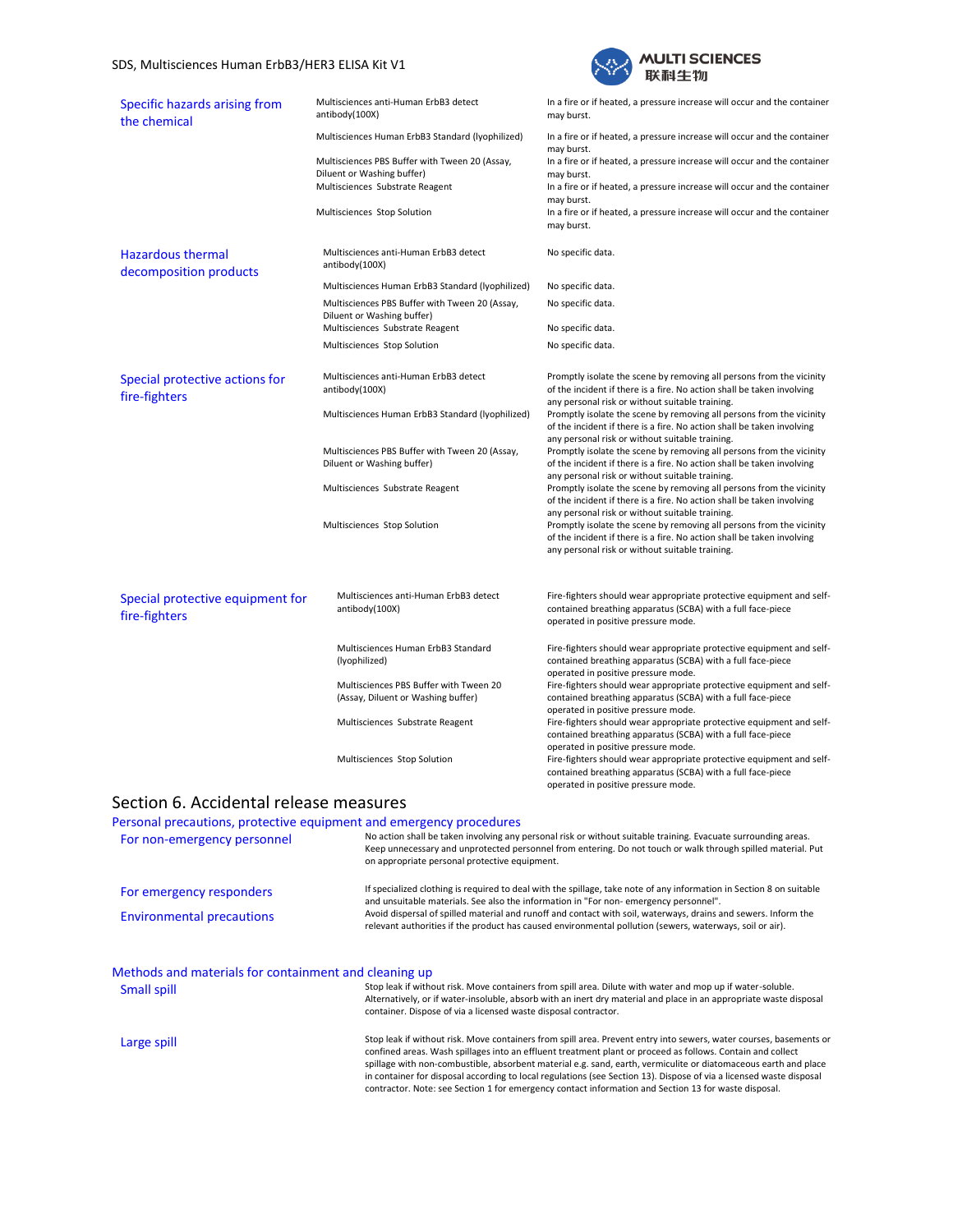**Specific hazards arising from the chemical**

| | |
|---|---|
| Multisciences anti-Human ErbB3 detect antibody(100X) | In a fire or if heated, a pressure increase will occur and the container may burst. |
| Multisciences Human ErbB3 Standard (lyophilized) | In a fire or if heated, a pressure increase will occur and the container may burst. |
| Multisciences PBS Buffer with Tween 20 (Assay, Diluent or Washing buffer) | In a fire or if heated, a pressure increase will occur and the container may burst. |
| Multisciences Substrate Reagent | In a fire or if heated, a pressure increase will occur and the container may burst. |
| Multisciences Stop Solution | In a fire or if heated, a pressure increase will occur and the container may burst. |

**Hazardous thermal decomposition products**

| | |
|---|---|
| Multisciences anti-Human ErbB3 detect antibody(100X) | No specific data. |
| Multisciences Human ErbB3 Standard (lyophilized) | No specific data. |
| Multisciences PBS Buffer with Tween 20 (Assay, Diluent or Washing buffer) | No specific data. |
| Multisciences Substrate Reagent | No specific data. |
| Multisciences Stop Solution | No specific data. |

**Special protective actions for fire-fighters**

| | |
|---|---|
| Multisciences anti-Human ErbB3 detect antibody(100X) | Promptly isolate the scene by removing all persons from the vicinity of the incident if there is a fire. No action shall be taken involving any personal risk or without suitable training. |
| Multisciences Human ErbB3 Standard (lyophilized) | Promptly isolate the scene by removing all persons from the vicinity of the incident if there is a fire. No action shall be taken involving any personal risk or without suitable training. |
| Multisciences PBS Buffer with Tween 20 (Assay, Diluent or Washing buffer) | Promptly isolate the scene by removing all persons from the vicinity of the incident if there is a fire. No action shall be taken involving any personal risk or without suitable training. |
| Multisciences Substrate Reagent | Promptly isolate the scene by removing all persons from the vicinity of the incident if there is a fire. No action shall be taken involving any personal risk or without suitable training. |
| Multisciences Stop Solution | Promptly isolate the scene by removing all persons from the vicinity of the incident if there is a fire. No action shall be taken involving any personal risk or without suitable training. |

**Special protective equipment for fire-fighters**

| | |
|---|---|
| Multisciences anti-Human ErbB3 detect antibody(100X) | Fire-fighters should wear appropriate protective equipment and self-contained breathing apparatus (SCBA) with a full face-piece operated in positive pressure mode. |
| Multisciences Human ErbB3 Standard (lyophilized) | Fire-fighters should wear appropriate protective equipment and self-contained breathing apparatus (SCBA) with a full face-piece operated in positive pressure mode. |
| Multisciences PBS Buffer with Tween 20 (Assay, Diluent or Washing buffer) | Fire-fighters should wear appropriate protective equipment and self-contained breathing apparatus (SCBA) with a full face-piece operated in positive pressure mode. |
| Multisciences Substrate Reagent | Fire-fighters should wear appropriate protective equipment and self-contained breathing apparatus (SCBA) with a full face-piece operated in positive pressure mode. |
| Multisciences Stop Solution | Fire-fighters should wear appropriate protective equipment and self-contained breathing apparatus (SCBA) with a full face-piece operated in positive pressure mode. |

# Section 6. Accidental release measures

## Personal precautions, protective equipment and emergency procedures

**For non-emergency personnel**

No action shall be taken involving any personal risk or without suitable training. Evacuate surrounding areas. Keep unnecessary and unprotected personnel from entering. Do not touch or walk through spilled material. Put on appropriate personal protective equipment.

**For emergency responders**

If specialized clothing is required to deal with the spillage, take note of any information in Section 8 on suitable and unsuitable materials. See also the information in "For non- emergency personnel".

**Environmental precautions**

Avoid dispersal of spilled material and runoff and contact with soil, waterways, drains and sewers. Inform the relevant authorities if the product has caused environmental pollution (sewers, waterways, soil or air).

## Methods and materials for containment and cleaning up

**Small spill**

Stop leak if without risk. Move containers from spill area. Dilute with water and mop up if water-soluble. Alternatively, or if water-insoluble, absorb with an inert dry material and place in an appropriate waste disposal container. Dispose of via a licensed waste disposal contractor.

**Large spill**

Stop leak if without risk. Move containers from spill area. Prevent entry into sewers, water courses, basements or confined areas. Wash spillages into an effluent treatment plant or proceed as follows. Contain and collect spillage with non-combustible, absorbent material e.g. sand, earth, vermiculite or diatomaceous earth and place in container for disposal according to local regulations (see Section 13). Dispose of via a licensed waste disposal contractor. Note: see Section 1 for emergency contact information and Section 13 for waste disposal.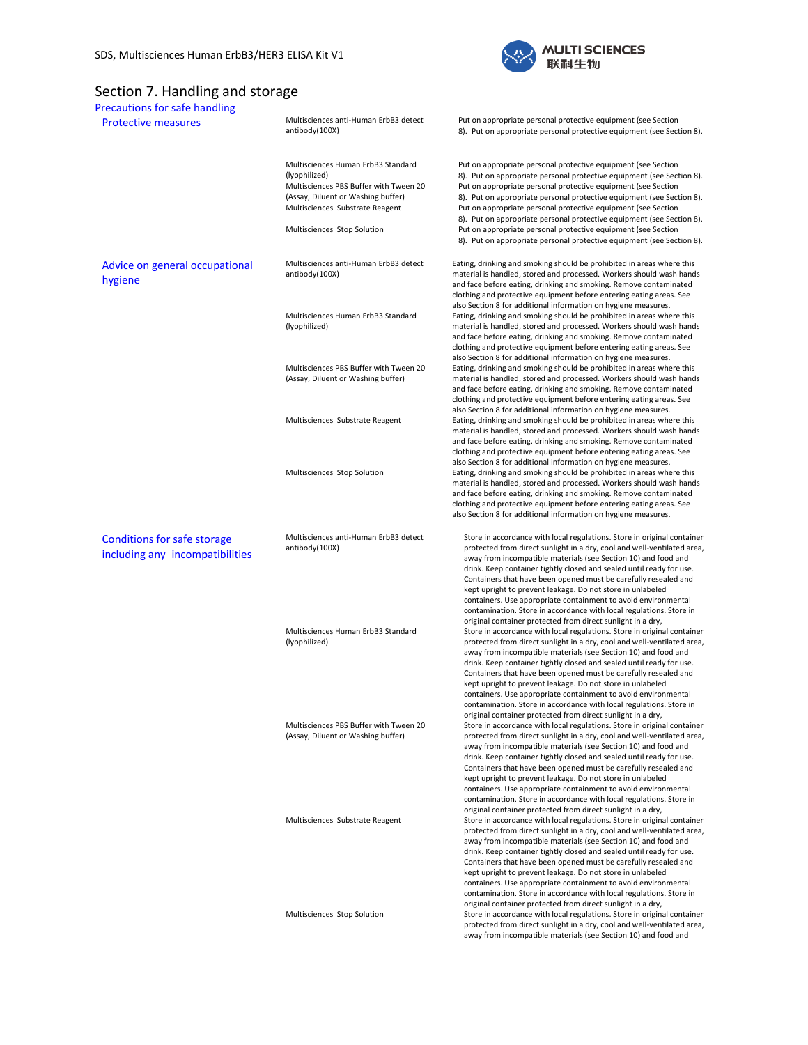## Section 7. Handling and storage

### Precautions for safe handling

| | | |
|---|---|---|
| **Protective measures** | Multisciences anti-Human ErbB3 detect antibody(100X) | Put on appropriate personal protective equipment (see Section 8). Put on appropriate personal protective equipment (see Section 8). |
| | Multisciences Human ErbB3 Standard (lyophilized) | Put on appropriate personal protective equipment (see Section 8). Put on appropriate personal protective equipment (see Section 8). |
| | Multisciences PBS Buffer with Tween 20 (Assay, Diluent or Washing buffer) | Put on appropriate personal protective equipment (see Section 8). Put on appropriate personal protective equipment (see Section 8). |
| | Multisciences Substrate Reagent | Put on appropriate personal protective equipment (see Section 8). Put on appropriate personal protective equipment (see Section 8). |
| | Multisciences Stop Solution | Put on appropriate personal protective equipment (see Section 8). Put on appropriate personal protective equipment (see Section 8). |
| **Advice on general occupational hygiene** | Multisciences anti-Human ErbB3 detect antibody(100X) | Eating, drinking and smoking should be prohibited in areas where this material is handled, stored and processed. Workers should wash hands and face before eating, drinking and smoking. Remove contaminated clothing and protective equipment before entering eating areas. See also Section 8 for additional information on hygiene measures. |
| | Multisciences Human ErbB3 Standard (lyophilized) | Eating, drinking and smoking should be prohibited in areas where this material is handled, stored and processed. Workers should wash hands and face before eating, drinking and smoking. Remove contaminated clothing and protective equipment before entering eating areas. See also Section 8 for additional information on hygiene measures. |
| | Multisciences PBS Buffer with Tween 20 (Assay, Diluent or Washing buffer) | Eating, drinking and smoking should be prohibited in areas where this material is handled, stored and processed. Workers should wash hands and face before eating, drinking and smoking. Remove contaminated clothing and protective equipment before entering eating areas. See also Section 8 for additional information on hygiene measures. |
| | Multisciences Substrate Reagent | Eating, drinking and smoking should be prohibited in areas where this material is handled, stored and processed. Workers should wash hands and face before eating, drinking and smoking. Remove contaminated clothing and protective equipment before entering eating areas. See also Section 8 for additional information on hygiene measures. |
| | Multisciences Stop Solution | Eating, drinking and smoking should be prohibited in areas where this material is handled, stored and processed. Workers should wash hands and face before eating, drinking and smoking. Remove contaminated clothing and protective equipment before entering eating areas. See also Section 8 for additional information on hygiene measures. |
| **Conditions for safe storage including any incompatibilities** | Multisciences anti-Human ErbB3 detect antibody(100X) | Store in accordance with local regulations. Store in original container protected from direct sunlight in a dry, cool and well-ventilated area, away from incompatible materials (see Section 10) and food and drink. Keep container tightly closed and sealed until ready for use. Containers that have been opened must be carefully resealed and kept upright to prevent leakage. Do not store in unlabeled containers. Use appropriate containment to avoid environmental contamination. Store in accordance with local regulations. Store in original container protected from direct sunlight in a dry, |
| | Multisciences Human ErbB3 Standard (lyophilized) | Store in accordance with local regulations. Store in original container protected from direct sunlight in a dry, cool and well-ventilated area, away from incompatible materials (see Section 10) and food and drink. Keep container tightly closed and sealed until ready for use. Containers that have been opened must be carefully resealed and kept upright to prevent leakage. Do not store in unlabeled containers. Use appropriate containment to avoid environmental contamination. Store in accordance with local regulations. Store in original container protected from direct sunlight in a dry, |
| | Multisciences PBS Buffer with Tween 20 (Assay, Diluent or Washing buffer) | Store in accordance with local regulations. Store in original container protected from direct sunlight in a dry, cool and well-ventilated area, away from incompatible materials (see Section 10) and food and drink. Keep container tightly closed and sealed until ready for use. Containers that have been opened must be carefully resealed and kept upright to prevent leakage. Do not store in unlabeled containers. Use appropriate containment to avoid environmental contamination. Store in accordance with local regulations. Store in original container protected from direct sunlight in a dry, |
| | Multisciences Substrate Reagent | Store in accordance with local regulations. Store in original container protected from direct sunlight in a dry, cool and well-ventilated area, away from incompatible materials (see Section 10) and food and drink. Keep container tightly closed and sealed until ready for use. Containers that have been opened must be carefully resealed and kept upright to prevent leakage. Do not store in unlabeled containers. Use appropriate containment to avoid environmental contamination. Store in accordance with local regulations. Store in original container protected from direct sunlight in a dry, |
| | Multisciences Stop Solution | Store in accordance with local regulations. Store in original container protected from direct sunlight in a dry, cool and well-ventilated area, away from incompatible materials (see Section 10) and food and |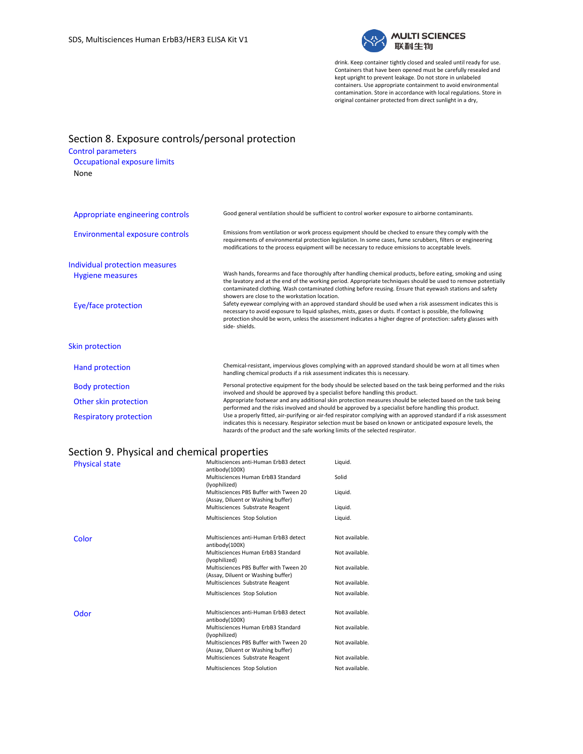drink. Keep container tightly closed and sealed until ready for use. Containers that have been opened must be carefully resealed and kept upright to prevent leakage. Do not store in unlabeled containers. Use appropriate containment to avoid environmental contamination. Store in accordance with local regulations. Store in original container protected from direct sunlight in a dry,

## Section 8. Exposure controls/personal protection

### Control parameters

#### Occupational exposure limits

None

| | |
|---|---|
| Appropriate engineering controls | Good general ventilation should be sufficient to control worker exposure to airborne contaminants. |
| Environmental exposure controls | Emissions from ventilation or work process equipment should be checked to ensure they comply with the requirements of environmental protection legislation. In some cases, fume scrubbers, filters or engineering modifications to the process equipment will be necessary to reduce emissions to acceptable levels. |

### Individual protection measures

| | |
|---|---|
| Hygiene measures | Wash hands, forearms and face thoroughly after handling chemical products, before eating, smoking and using the lavatory and at the end of the working period. Appropriate techniques should be used to remove potentially contaminated clothing. Wash contaminated clothing before reusing. Ensure that eyewash stations and safety showers are close to the workstation location. |
| Eye/face protection | Safety eyewear complying with an approved standard should be used when a risk assessment indicates this is necessary to avoid exposure to liquid splashes, mists, gases or dusts. If contact is possible, the following protection should be worn, unless the assessment indicates a higher degree of protection: safety glasses with side- shields. |

### Skin protection

| | |
|---|---|
| Hand protection | Chemical-resistant, impervious gloves complying with an approved standard should be worn at all times when handling chemical products if a risk assessment indicates this is necessary. |
| Body protection | Personal protective equipment for the body should be selected based on the task being performed and the risks involved and should be approved by a specialist before handling this product. |
| Other skin protection | Appropriate footwear and any additional skin protection measures should be selected based on the task being performed and the risks involved and should be approved by a specialist before handling this product. |
| Respiratory protection | Use a properly fitted, air-purifying or air-fed respirator complying with an approved standard if a risk assessment indicates this is necessary. Respirator selection must be based on known or anticipated exposure levels, the hazards of the product and the safe working limits of the selected respirator. |

## Section 9. Physical and chemical properties

| Property | Component | Value |
|---|---|---|
| Physical state | Multisciences anti-Human ErbB3 detect antibody(100X) | Liquid. |
| | Multisciences Human ErbB3 Standard (lyophilized) | Solid |
| | Multisciences PBS Buffer with Tween 20 (Assay, Diluent or Washing buffer) | Liquid. |
| | Multisciences Substrate Reagent | Liquid. |
| | Multisciences Stop Solution | Liquid. |
| Color | Multisciences anti-Human ErbB3 detect antibody(100X) | Not available. |
| | Multisciences Human ErbB3 Standard (lyophilized) | Not available. |
| | Multisciences PBS Buffer with Tween 20 (Assay, Diluent or Washing buffer) | Not available. |
| | Multisciences Substrate Reagent | Not available. |
| | Multisciences Stop Solution | Not available. |
| Odor | Multisciences anti-Human ErbB3 detect antibody(100X) | Not available. |
| | Multisciences Human ErbB3 Standard (lyophilized) | Not available. |
| | Multisciences PBS Buffer with Tween 20 (Assay, Diluent or Washing buffer) | Not available. |
| | Multisciences Substrate Reagent | Not available. |
| | Multisciences Stop Solution | Not available. |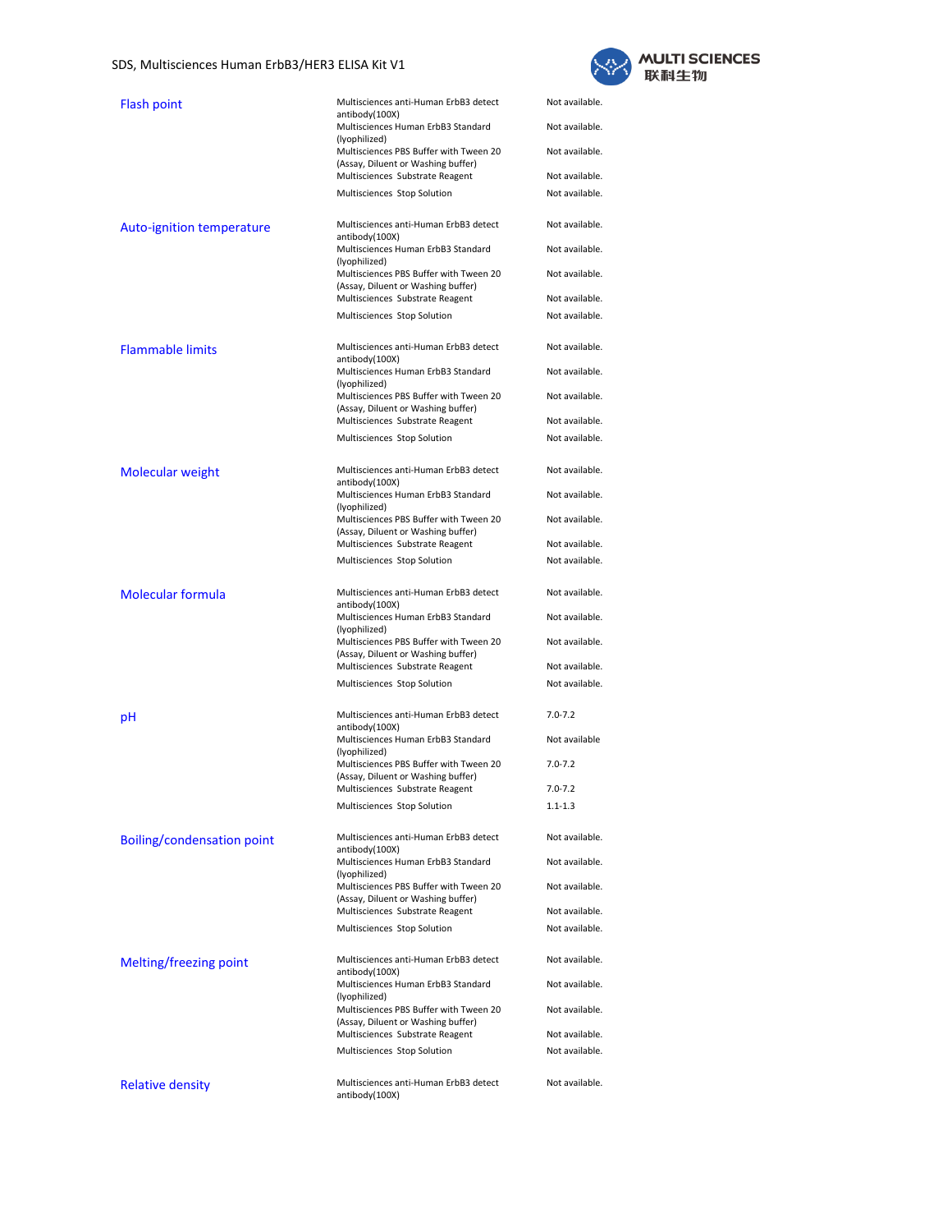| Property | Component | Value |
|---|---|---|
| Flash point | Multisciences anti-Human ErbB3 detect antibody(100X) | Not available. |
| | Multisciences Human ErbB3 Standard (lyophilized) | Not available. |
| | Multisciences PBS Buffer with Tween 20 (Assay, Diluent or Washing buffer) | Not available. |
| | Multisciences Substrate Reagent | Not available. |
| | Multisciences Stop Solution | Not available. |
| Auto-ignition temperature | Multisciences anti-Human ErbB3 detect antibody(100X) | Not available. |
| | Multisciences Human ErbB3 Standard (lyophilized) | Not available. |
| | Multisciences PBS Buffer with Tween 20 (Assay, Diluent or Washing buffer) | Not available. |
| | Multisciences Substrate Reagent | Not available. |
| | Multisciences Stop Solution | Not available. |
| Flammable limits | Multisciences anti-Human ErbB3 detect antibody(100X) | Not available. |
| | Multisciences Human ErbB3 Standard (lyophilized) | Not available. |
| | Multisciences PBS Buffer with Tween 20 (Assay, Diluent or Washing buffer) | Not available. |
| | Multisciences Substrate Reagent | Not available. |
| | Multisciences Stop Solution | Not available. |
| Molecular weight | Multisciences anti-Human ErbB3 detect antibody(100X) | Not available. |
| | Multisciences Human ErbB3 Standard (lyophilized) | Not available. |
| | Multisciences PBS Buffer with Tween 20 (Assay, Diluent or Washing buffer) | Not available. |
| | Multisciences Substrate Reagent | Not available. |
| | Multisciences Stop Solution | Not available. |
| Molecular formula | Multisciences anti-Human ErbB3 detect antibody(100X) | Not available. |
| | Multisciences Human ErbB3 Standard (lyophilized) | Not available. |
| | Multisciences PBS Buffer with Tween 20 (Assay, Diluent or Washing buffer) | Not available. |
| | Multisciences Substrate Reagent | Not available. |
| | Multisciences Stop Solution | Not available. |
| pH | Multisciences anti-Human ErbB3 detect antibody(100X) | 7.0-7.2 |
| | Multisciences Human ErbB3 Standard (lyophilized) | Not available |
| | Multisciences PBS Buffer with Tween 20 (Assay, Diluent or Washing buffer) | 7.0-7.2 |
| | Multisciences Substrate Reagent | 7.0-7.2 |
| | Multisciences Stop Solution | 1.1-1.3 |
| Boiling/condensation point | Multisciences anti-Human ErbB3 detect antibody(100X) | Not available. |
| | Multisciences Human ErbB3 Standard (lyophilized) | Not available. |
| | Multisciences PBS Buffer with Tween 20 (Assay, Diluent or Washing buffer) | Not available. |
| | Multisciences Substrate Reagent | Not available. |
| | Multisciences Stop Solution | Not available. |
| Melting/freezing point | Multisciences anti-Human ErbB3 detect antibody(100X) | Not available. |
| | Multisciences Human ErbB3 Standard (lyophilized) | Not available. |
| | Multisciences PBS Buffer with Tween 20 (Assay, Diluent or Washing buffer) | Not available. |
| | Multisciences Substrate Reagent | Not available. |
| | Multisciences Stop Solution | Not available. |
| Relative density | Multisciences anti-Human ErbB3 detect antibody(100X) | Not available. |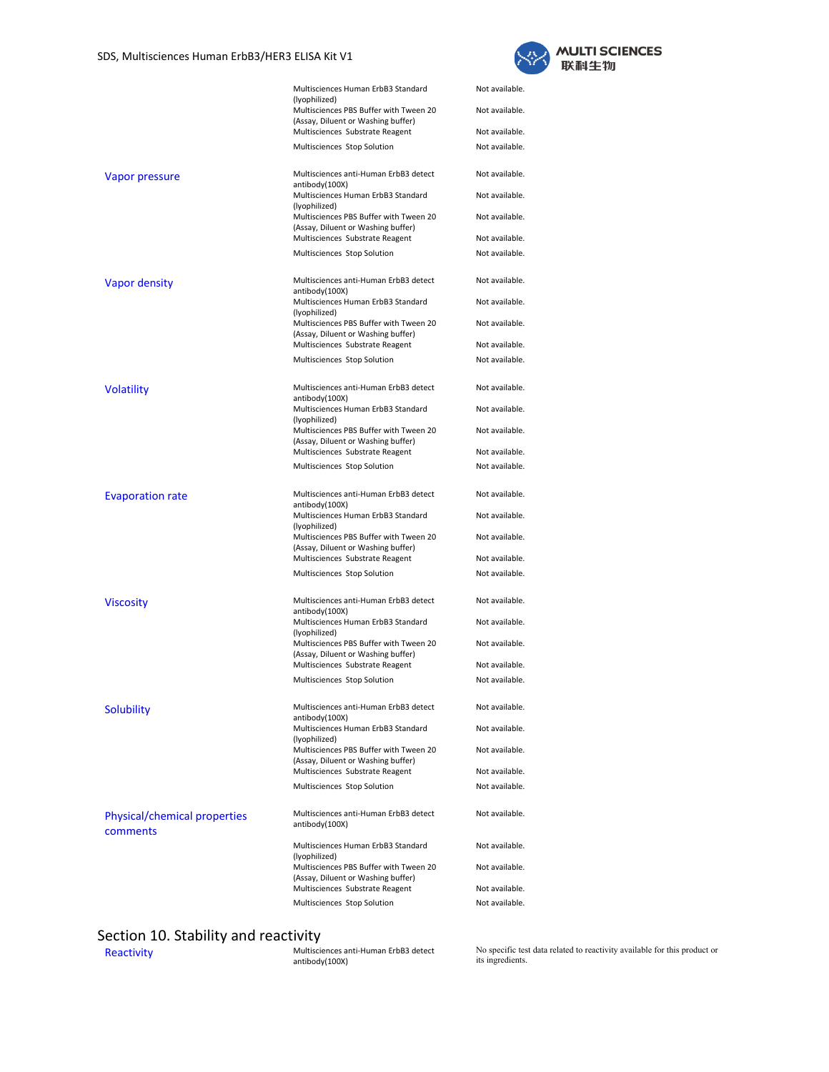| | | |
|---|---|---|
| | Multisciences Human ErbB3 Standard (lyophilized) | Not available. |
| | Multisciences PBS Buffer with Tween 20 (Assay, Diluent or Washing buffer) | Not available. |
| | Multisciences Substrate Reagent | Not available. |
| | Multisciences Stop Solution | Not available. |
| Vapor pressure | Multisciences anti-Human ErbB3 detect antibody(100X) | Not available. |
| | Multisciences Human ErbB3 Standard (lyophilized) | Not available. |
| | Multisciences PBS Buffer with Tween 20 (Assay, Diluent or Washing buffer) | Not available. |
| | Multisciences Substrate Reagent | Not available. |
| | Multisciences Stop Solution | Not available. |
| Vapor density | Multisciences anti-Human ErbB3 detect antibody(100X) | Not available. |
| | Multisciences Human ErbB3 Standard (lyophilized) | Not available. |
| | Multisciences PBS Buffer with Tween 20 (Assay, Diluent or Washing buffer) | Not available. |
| | Multisciences Substrate Reagent | Not available. |
| | Multisciences Stop Solution | Not available. |
| Volatility | Multisciences anti-Human ErbB3 detect antibody(100X) | Not available. |
| | Multisciences Human ErbB3 Standard (lyophilized) | Not available. |
| | Multisciences PBS Buffer with Tween 20 (Assay, Diluent or Washing buffer) | Not available. |
| | Multisciences Substrate Reagent | Not available. |
| | Multisciences Stop Solution | Not available. |
| Evaporation rate | Multisciences anti-Human ErbB3 detect antibody(100X) | Not available. |
| | Multisciences Human ErbB3 Standard (lyophilized) | Not available. |
| | Multisciences PBS Buffer with Tween 20 (Assay, Diluent or Washing buffer) | Not available. |
| | Multisciences Substrate Reagent | Not available. |
| | Multisciences Stop Solution | Not available. |
| Viscosity | Multisciences anti-Human ErbB3 detect antibody(100X) | Not available. |
| | Multisciences Human ErbB3 Standard (lyophilized) | Not available. |
| | Multisciences PBS Buffer with Tween 20 (Assay, Diluent or Washing buffer) | Not available. |
| | Multisciences Substrate Reagent | Not available. |
| | Multisciences Stop Solution | Not available. |
| Solubility | Multisciences anti-Human ErbB3 detect antibody(100X) | Not available. |
| | Multisciences Human ErbB3 Standard (lyophilized) | Not available. |
| | Multisciences PBS Buffer with Tween 20 (Assay, Diluent or Washing buffer) | Not available. |
| | Multisciences Substrate Reagent | Not available. |
| | Multisciences Stop Solution | Not available. |
| Physical/chemical properties comments | Multisciences anti-Human ErbB3 detect antibody(100X) | Not available. |
| | Multisciences Human ErbB3 Standard (lyophilized) | Not available. |
| | Multisciences PBS Buffer with Tween 20 (Assay, Diluent or Washing buffer) | Not available. |
| | Multisciences Substrate Reagent | Not available. |
| | Multisciences Stop Solution | Not available. |

## Section 10. Stability and reactivity

| | | |
|---|---|---|
| Reactivity | Multisciences anti-Human ErbB3 detect antibody(100X) | No specific test data related to reactivity available for this product or its ingredients. |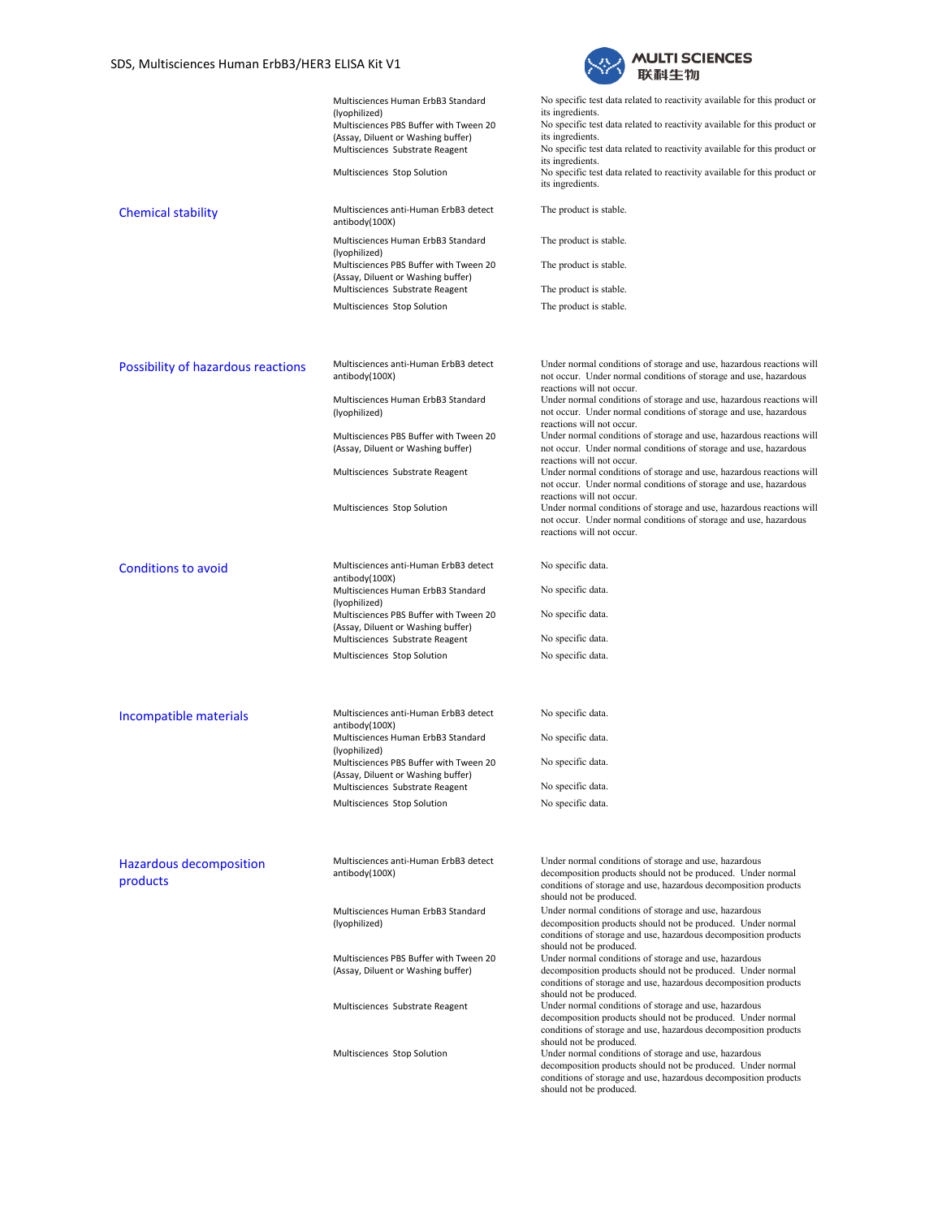| | | |
|---|---|---|
| | Multisciences Human ErbB3 Standard (lyophilized) | No specific test data related to reactivity available for this product or its ingredients. |
| | Multisciences PBS Buffer with Tween 20 (Assay, Diluent or Washing buffer) | No specific test data related to reactivity available for this product or its ingredients. |
| | Multisciences Substrate Reagent | No specific test data related to reactivity available for this product or its ingredients. |
| | Multisciences Stop Solution | No specific test data related to reactivity available for this product or its ingredients. |
| **Chemical stability** | Multisciences anti-Human ErbB3 detect antibody(100X) | The product is stable. |
| | Multisciences Human ErbB3 Standard (lyophilized) | The product is stable. |
| | Multisciences PBS Buffer with Tween 20 (Assay, Diluent or Washing buffer) | The product is stable. |
| | Multisciences Substrate Reagent | The product is stable. |
| | Multisciences Stop Solution | The product is stable. |
| **Possibility of hazardous reactions** | Multisciences anti-Human ErbB3 detect antibody(100X) | Under normal conditions of storage and use, hazardous reactions will not occur. Under normal conditions of storage and use, hazardous reactions will not occur. |
| | Multisciences Human ErbB3 Standard (lyophilized) | Under normal conditions of storage and use, hazardous reactions will not occur. Under normal conditions of storage and use, hazardous reactions will not occur. |
| | Multisciences PBS Buffer with Tween 20 (Assay, Diluent or Washing buffer) | Under normal conditions of storage and use, hazardous reactions will not occur. Under normal conditions of storage and use, hazardous reactions will not occur. |
| | Multisciences Substrate Reagent | Under normal conditions of storage and use, hazardous reactions will not occur. Under normal conditions of storage and use, hazardous reactions will not occur. |
| | Multisciences Stop Solution | Under normal conditions of storage and use, hazardous reactions will not occur. Under normal conditions of storage and use, hazardous reactions will not occur. |
| **Conditions to avoid** | Multisciences anti-Human ErbB3 detect antibody(100X) | No specific data. |
| | Multisciences Human ErbB3 Standard (lyophilized) | No specific data. |
| | Multisciences PBS Buffer with Tween 20 (Assay, Diluent or Washing buffer) | No specific data. |
| | Multisciences Substrate Reagent | No specific data. |
| | Multisciences Stop Solution | No specific data. |
| **Incompatible materials** | Multisciences anti-Human ErbB3 detect antibody(100X) | No specific data. |
| | Multisciences Human ErbB3 Standard (lyophilized) | No specific data. |
| | Multisciences PBS Buffer with Tween 20 (Assay, Diluent or Washing buffer) | No specific data. |
| | Multisciences Substrate Reagent | No specific data. |
| | Multisciences Stop Solution | No specific data. |
| **Hazardous decomposition products** | Multisciences anti-Human ErbB3 detect antibody(100X) | Under normal conditions of storage and use, hazardous decomposition products should not be produced. Under normal conditions of storage and use, hazardous decomposition products should not be produced. |
| | Multisciences Human ErbB3 Standard (lyophilized) | Under normal conditions of storage and use, hazardous decomposition products should not be produced. Under normal conditions of storage and use, hazardous decomposition products should not be produced. |
| | Multisciences PBS Buffer with Tween 20 (Assay, Diluent or Washing buffer) | Under normal conditions of storage and use, hazardous decomposition products should not be produced. Under normal conditions of storage and use, hazardous decomposition products should not be produced. |
| | Multisciences Substrate Reagent | Under normal conditions of storage and use, hazardous decomposition products should not be produced. Under normal conditions of storage and use, hazardous decomposition products should not be produced. |
| | Multisciences Stop Solution | Under normal conditions of storage and use, hazardous decomposition products should not be produced. Under normal conditions of storage and use, hazardous decomposition products should not be produced. |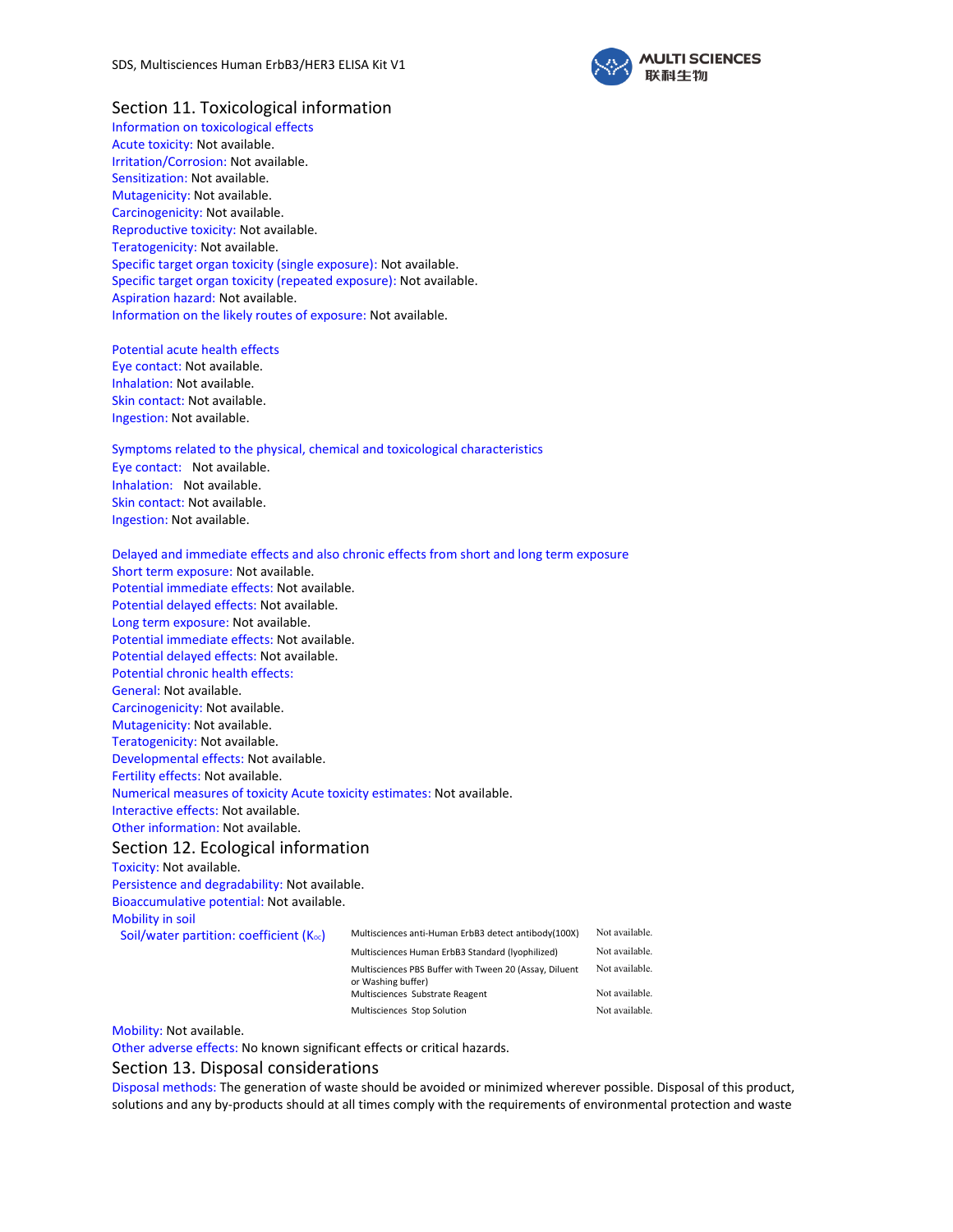## Section 11. Toxicological information

Information on toxicological effects
Acute toxicity: Not available.
Irritation/Corrosion: Not available.
Sensitization: Not available.
Mutagenicity: Not available.
Carcinogenicity: Not available.
Reproductive toxicity: Not available.
Teratogenicity: Not available.
Specific target organ toxicity (single exposure): Not available.
Specific target organ toxicity (repeated exposure): Not available.
Aspiration hazard: Not available.
Information on the likely routes of exposure: Not available.

Potential acute health effects
Eye contact: Not available.
Inhalation: Not available.
Skin contact: Not available.
Ingestion: Not available.

Symptoms related to the physical, chemical and toxicological characteristics
Eye contact: Not available.
Inhalation: Not available.
Skin contact: Not available.
Ingestion: Not available.

Delayed and immediate effects and also chronic effects from short and long term exposure
Short term exposure: Not available.
Potential immediate effects: Not available.
Potential delayed effects: Not available.
Long term exposure: Not available.
Potential immediate effects: Not available.
Potential delayed effects: Not available.
Potential chronic health effects:
General: Not available.
Carcinogenicity: Not available.
Mutagenicity: Not available.
Teratogenicity: Not available.
Developmental effects: Not available.
Fertility effects: Not available.
Numerical measures of toxicity Acute toxicity estimates: Not available.
Interactive effects: Not available.
Other information: Not available.

## Section 12. Ecological information

Toxicity: Not available.
Persistence and degradability: Not available.
Bioaccumulative potential: Not available.
Mobility in soil

| Soil/water partition: coefficient ($K_{oc}$) | | |
|---|---|---|
| | Multisciences anti-Human ErbB3 detect antibody(100X) | Not available. |
| | Multisciences Human ErbB3 Standard (lyophilized) | Not available. |
| | Multisciences PBS Buffer with Tween 20 (Assay, Diluent or Washing buffer) | Not available. |
| | Multisciences Substrate Reagent | Not available. |
| | Multisciences Stop Solution | Not available. |

Mobility: Not available.
Other adverse effects: No known significant effects or critical hazards.

## Section 13. Disposal considerations

Disposal methods: The generation of waste should be avoided or minimized wherever possible. Disposal of this product, solutions and any by-products should at all times comply with the requirements of environmental protection and waste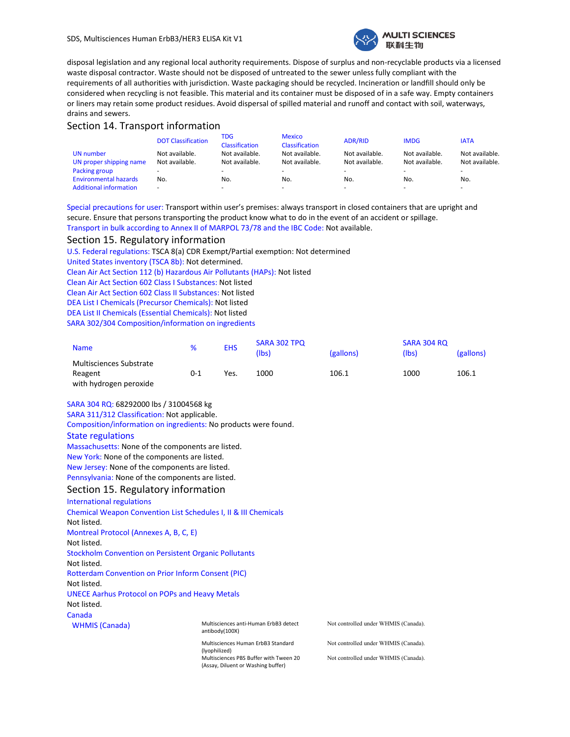disposal legislation and any regional local authority requirements. Dispose of surplus and non-recyclable products via a licensed waste disposal contractor. Waste should not be disposed of untreated to the sewer unless fully compliant with the requirements of all authorities with jurisdiction. Waste packaging should be recycled. Incineration or landfill should only be considered when recycling is not feasible. This material and its container must be disposed of in a safe way. Empty containers or liners may retain some product residues. Avoid dispersal of spilled material and runoff and contact with soil, waterways, drains and sewers.

## Section 14. Transport information

| | DOT Classification | TDG Classification | Mexico Classification | ADR/RID | IMDG | IATA |
|---|---|---|---|---|---|---|
| UN number | Not available. | Not available. | Not available. | Not available. | Not available. | Not available. |
| UN proper shipping name | Not available. | Not available. | Not available. | Not available. | Not available. | Not available. |
| Packing group | - | - | - | - | - | - |
| Environmental hazards | No. | No. | No. | No. | No. | No. |
| Additional information | - | - | - | - | - | - |

Special precautions for user: Transport within user's premises: always transport in closed containers that are upright and secure. Ensure that persons transporting the product know what to do in the event of an accident or spillage.

Transport in bulk according to Annex II of MARPOL 73/78 and the IBC Code: Not available.

## Section 15. Regulatory information

U.S. Federal regulations: TSCA 8(a) CDR Exempt/Partial exemption: Not determined

United States inventory (TSCA 8b): Not determined.

Clean Air Act Section 112 (b) Hazardous Air Pollutants (HAPs): Not listed

Clean Air Act Section 602 Class I Substances: Not listed

Clean Air Act Section 602 Class II Substances: Not listed

DEA List I Chemicals (Precursor Chemicals): Not listed

DEA List II Chemicals (Essential Chemicals): Not listed

SARA 302/304 Composition/information on ingredients

| Name | % | EHS | SARA 302 TPQ (lbs) | (gallons) | SARA 304 RQ (lbs) | (gallons) |
|---|---|---|---|---|---|---|
| Multisciences Substrate Reagent with hydrogen peroxide | 0-1 | Yes. | 1000 | 106.1 | 1000 | 106.1 |

SARA 304 RQ: 68292000 lbs / 31004568 kg

SARA 311/312 Classification: Not applicable.

Composition/information on ingredients: No products were found.

### State regulations

Massachusetts: None of the components are listed.

New York: None of the components are listed.

New Jersey: None of the components are listed.

Pennsylvania: None of the components are listed.

## Section 15. Regulatory information

International regulations

Chemical Weapon Convention List Schedules I, II & III Chemicals

Not listed.

Montreal Protocol (Annexes A, B, C, E)

Not listed.

Stockholm Convention on Persistent Organic Pollutants

Not listed.

Rotterdam Convention on Prior Inform Consent (PIC)

Not listed.

UNECE Aarhus Protocol on POPs and Heavy Metals

Not listed.

Canada

| WHMIS (Canada) | | |
|---|---|---|
| | Multisciences anti-Human ErbB3 detect antibody(100X) | Not controlled under WHMIS (Canada). |
| | Multisciences Human ErbB3 Standard (lyophilized) | Not controlled under WHMIS (Canada). |
| | Multisciences PBS Buffer with Tween 20 (Assay, Diluent or Washing buffer) | Not controlled under WHMIS (Canada). |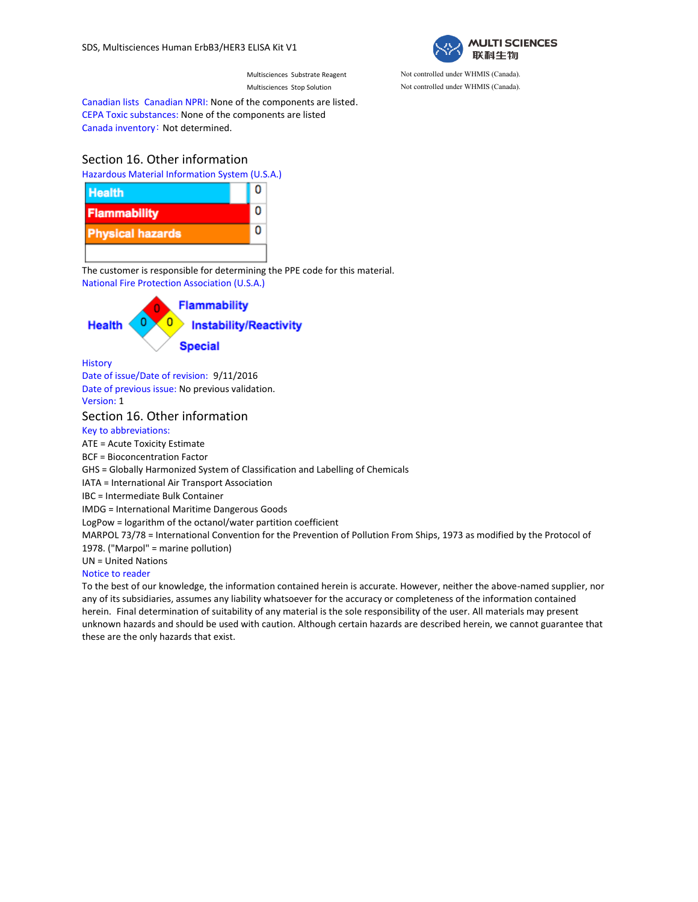| | |
|---|---|
| Multisciences Substrate Reagent | Not controlled under WHMIS (Canada). |
| Multisciences Stop Solution | Not controlled under WHMIS (Canada). |

Canadian lists Canadian NPRI: None of the components are listed.
CEPA Toxic substances: None of the components are listed
Canada inventory: Not determined.

## Section 16. Other information

Hazardous Material Information System (U.S.A.)

| | |
|---|---|
| Health | 0 |
| Flammability | 0 |
| Physical hazards | 0 |
| | |

The customer is responsible for determining the PPE code for this material.

National Fire Protection Association (U.S.A.)

Flammability 0

Health 0

Instability/Reactivity 0

Special

History

Date of issue/Date of revision: 9/11/2016

Date of previous issue: No previous validation.

Version: 1

## Section 16. Other information

Key to abbreviations:

ATE = Acute Toxicity Estimate
BCF = Bioconcentration Factor
GHS = Globally Harmonized System of Classification and Labelling of Chemicals
IATA = International Air Transport Association
IBC = Intermediate Bulk Container
IMDG = International Maritime Dangerous Goods
LogPow = logarithm of the octanol/water partition coefficient
MARPOL 73/78 = International Convention for the Prevention of Pollution From Ships, 1973 as modified by the Protocol of 1978. ("Marpol" = marine pollution)
UN = United Nations

Notice to reader

To the best of our knowledge, the information contained herein is accurate. However, neither the above-named supplier, nor any of its subsidiaries, assumes any liability whatsoever for the accuracy or completeness of the information contained herein. Final determination of suitability of any material is the sole responsibility of the user. All materials may present unknown hazards and should be used with caution. Although certain hazards are described herein, we cannot guarantee that these are the only hazards that exist.